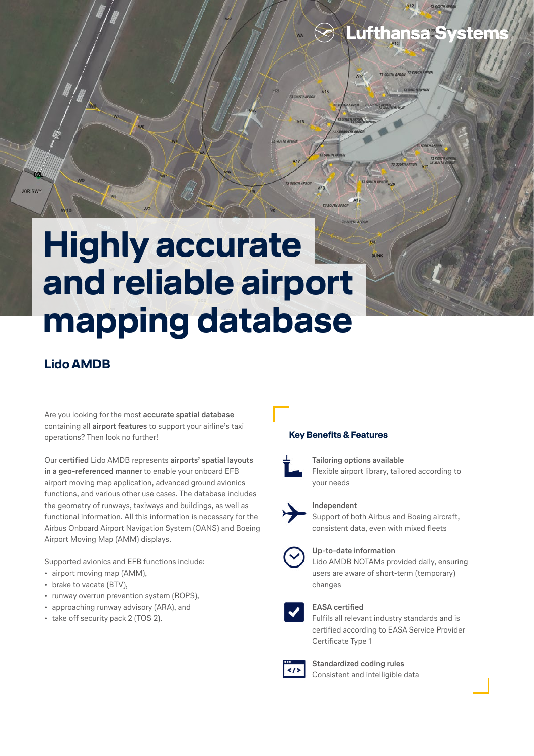# Highly accurate and reliable airport mapping database

## Lido AMDB

Are you looking for the most **accurate spatial database** containing all **airport features** to support your airline's taxi operations? Then look no further!

Our **certified** Lido AMDB represents **airports' spatial layouts in a geo-referenced manner** to enable your onboard EFB airport moving map application, advanced ground avionics functions, and various other use cases. The database includes the geometry of runways, taxiways and buildings, as well as functional information. All this information is necessary for the Airbus Onboard Airport Navigation System (OANS) and Boeing Airport Moving Map (AMM) displays.

Supported avionics and EFB functions include:

- airport moving map (AMM),
- brake to vacate (BTV),
- runway overrun prevention system (ROPS),
- approaching runway advisory (ARA), and
- take off security pack 2 (TOS 2).

### Key Benefits & Features

**Tailoring options available**
Flexible airport library, tailored according to your needs

**Independent**
Support of both Airbus and Boeing aircraft, consistent data, even with mixed fleets

**Up-to-date information**
Lido AMDB NOTAMs provided daily, ensuring users are aware of short-term (temporary) changes

**EASA certified**
Fulfils all relevant industry standards and is certified according to EASA Service Provider Certificate Type 1

**Standardized coding rules**
Consistent and intelligible data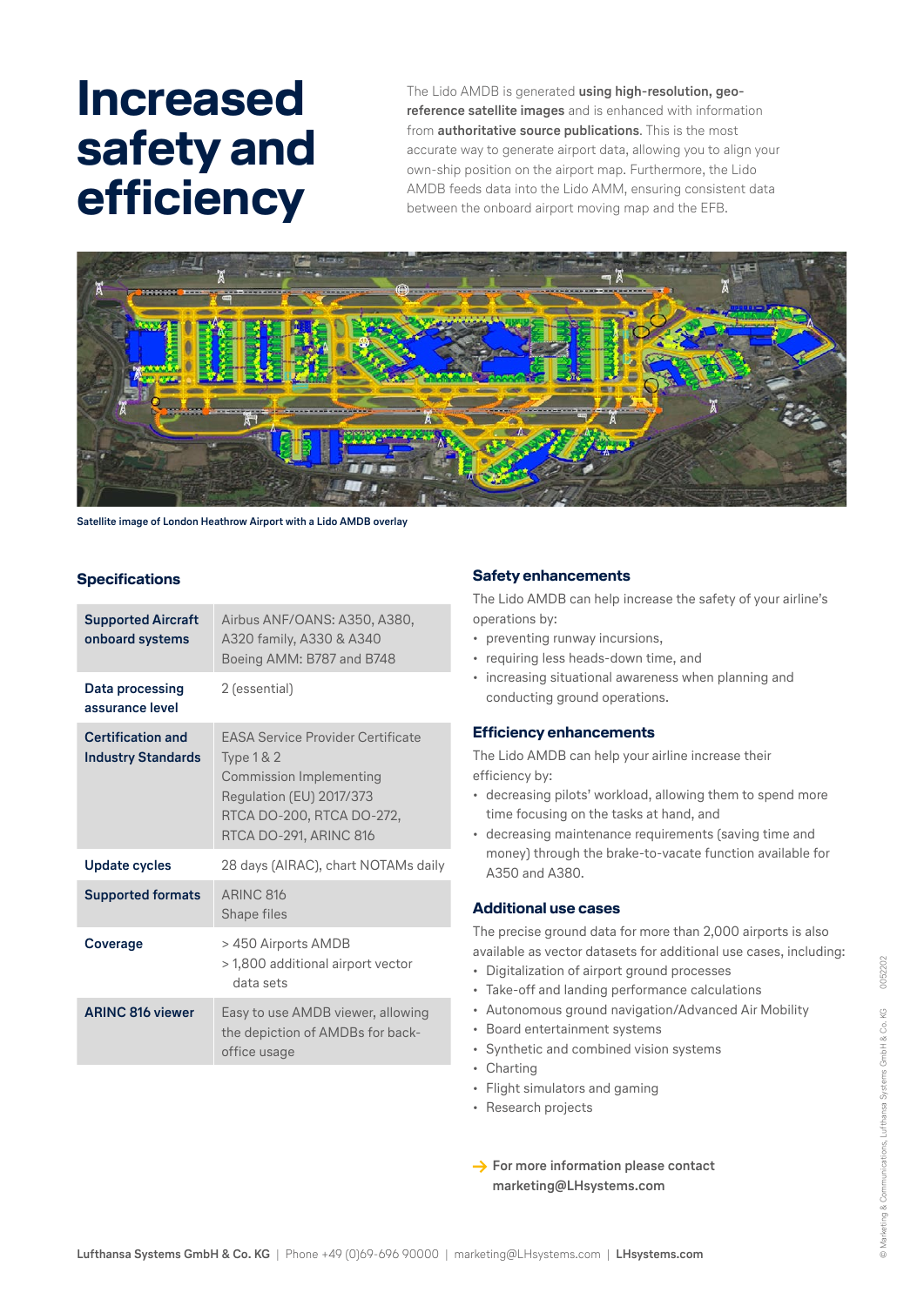# Increased safety and efficiency

The Lido AMDB is generated **using high-resolution, geo-reference satellite images** and is enhanced with information from **authoritative source publications**. This is the most accurate way to generate airport data, allowing you to align your own-ship position on the airport map. Furthermore, the Lido AMDB feeds data into the Lido AMM, ensuring consistent data between the onboard airport moving map and the EFB.

Satellite image of London Heathrow Airport with a Lido AMDB overlay

## Specifications

| | |
|---|---|
| **Supported Aircraft onboard systems** | Airbus ANF/OANS: A350, A380, A320 family, A330 & A340<br>Boeing AMM: B787 and B748 |
| **Data processing assurance level** | 2 (essential) |
| **Certification and Industry Standards** | EASA Service Provider Certificate Type 1 & 2<br>Commission Implementing Regulation (EU) 2017/373<br>RTCA DO-200, RTCA DO-272, RTCA DO-291, ARINC 816 |
| **Update cycles** | 28 days (AIRAC), chart NOTAMs daily |
| **Supported formats** | ARINC 816<br>Shape files |
| **Coverage** | > 450 Airports AMDB<br>> 1,800 additional airport vector data sets |
| **ARINC 816 viewer** | Easy to use AMDB viewer, allowing the depiction of AMDBs for back-office usage |

## Safety enhancements

The Lido AMDB can help increase the safety of your airline's operations by:

- preventing runway incursions,
- requiring less heads-down time, and
- increasing situational awareness when planning and conducting ground operations.

## Efficiency enhancements

The Lido AMDB can help your airline increase their efficiency by:

- decreasing pilots' workload, allowing them to spend more time focusing on the tasks at hand, and
- decreasing maintenance requirements (saving time and money) through the brake-to-vacate function available for A350 and A380.

## Additional use cases

The precise ground data for more than 2,000 airports is also available as vector datasets for additional use cases, including:

- Digitalization of airport ground processes
- Take-off and landing performance calculations
- Autonomous ground navigation/Advanced Air Mobility
- Board entertainment systems
- Synthetic and combined vision systems
- Charting
- Flight simulators and gaming
- Research projects

→ **For more information please contact marketing@LHsystems.com**

**Lufthansa Systems GmbH & Co. KG** | Phone +49 (0)69-696 90000 | marketing@LHsystems.com | **LHsystems.com**

© Marketing & Communications, Lufthansa Systems GmbH & Co. KG 0052202